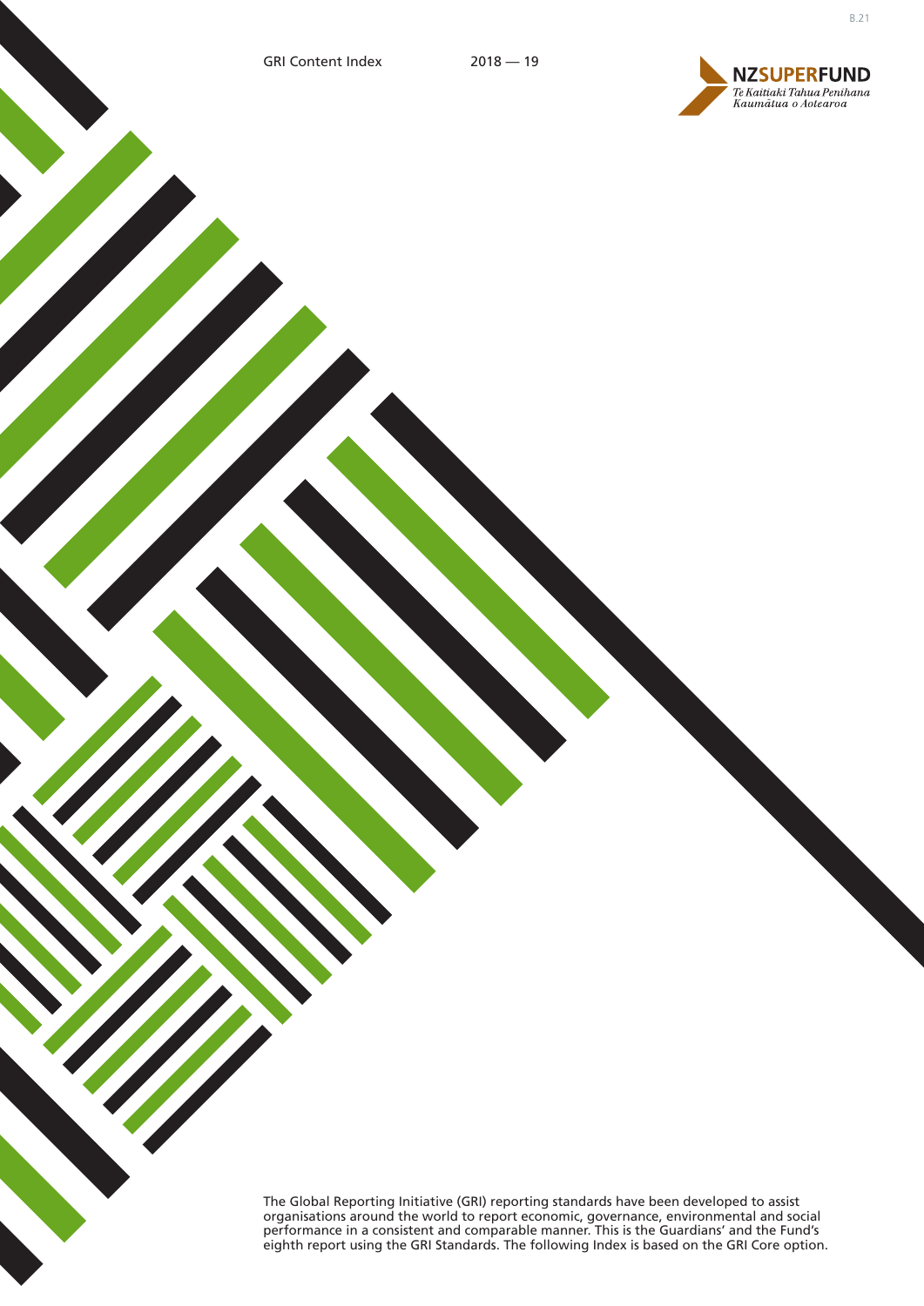# GRI Content Index 2018 — 19

NZSUPERFUND
*Te Kaitiaki Tahua Penihana Kaumātua o Aotearoa*

The Global Reporting Initiative (GRI) reporting standards have been developed to assist organisations around the world to report economic, governance, environmental and social performance in a consistent and comparable manner. This is the Guardians' and the Fund's eighth report using the GRI Standards. The following Index is based on the GRI Core option.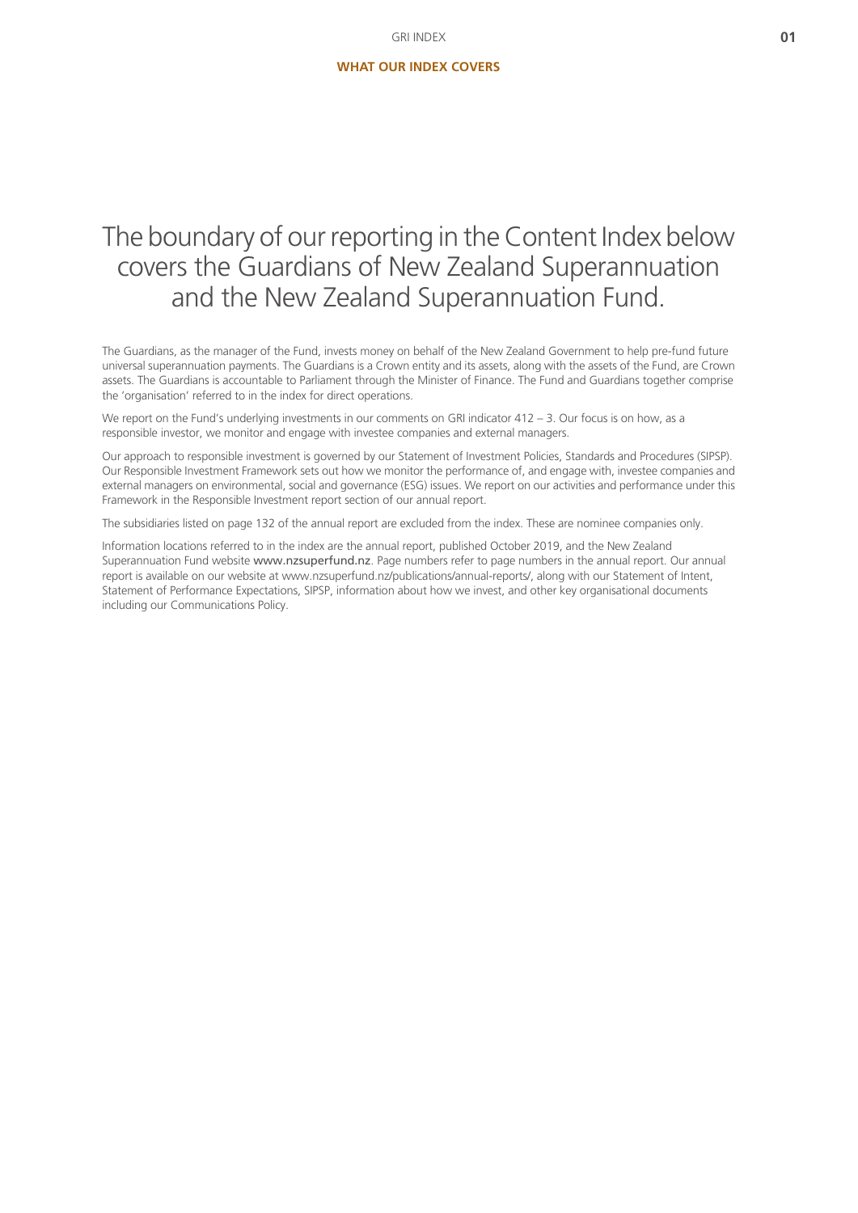## WHAT OUR INDEX COVERS

# The boundary of our reporting in the Content Index below covers the Guardians of New Zealand Superannuation and the New Zealand Superannuation Fund.

The Guardians, as the manager of the Fund, invests money on behalf of the New Zealand Government to help pre-fund future universal superannuation payments. The Guardians is a Crown entity and its assets, along with the assets of the Fund, are Crown assets. The Guardians is accountable to Parliament through the Minister of Finance. The Fund and Guardians together comprise the 'organisation' referred to in the index for direct operations.

We report on the Fund's underlying investments in our comments on GRI indicator 412 – 3. Our focus is on how, as a responsible investor, we monitor and engage with investee companies and external managers.

Our approach to responsible investment is governed by our Statement of Investment Policies, Standards and Procedures (SIPSP). Our Responsible Investment Framework sets out how we monitor the performance of, and engage with, investee companies and external managers on environmental, social and governance (ESG) issues. We report on our activities and performance under this Framework in the Responsible Investment report section of our annual report.

The subsidiaries listed on page 132 of the annual report are excluded from the index. These are nominee companies only.

Information locations referred to in the index are the annual report, published October 2019, and the New Zealand Superannuation Fund website www.nzsuperfund.nz. Page numbers refer to page numbers in the annual report. Our annual report is available on our website at www.nzsuperfund.nz/publications/annual-reports/, along with our Statement of Intent, Statement of Performance Expectations, SIPSP, information about how we invest, and other key organisational documents including our Communications Policy.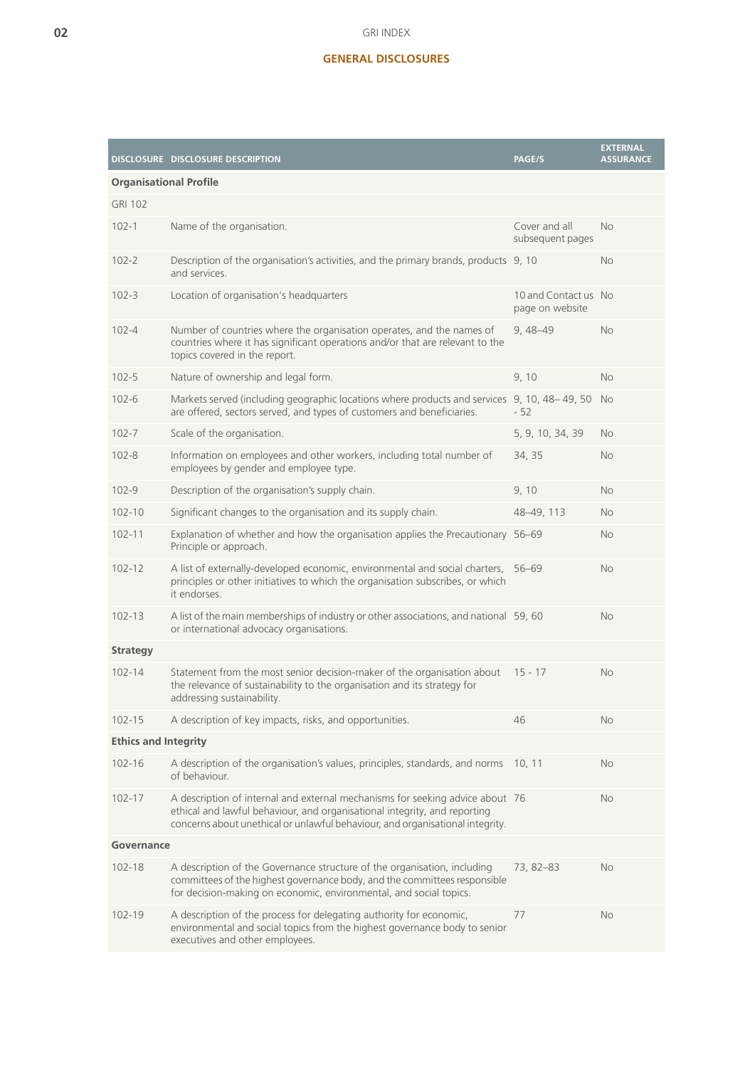GRI INDEX

## GENERAL DISCLOSURES

| DISCLOSURE | DISCLOSURE DESCRIPTION | PAGE/S | EXTERNAL ASSURANCE |
|---|---|---|---|
| **Organisational Profile** | | | |
| GRI 102 | | | |
| 102-1 | Name of the organisation. | Cover and all subsequent pages | No |
| 102-2 | Description of the organisation's activities, and the primary brands, products and services. | 9, 10 | No |
| 102-3 | Location of organisation's headquarters | 10 and Contact us page on website | No |
| 102-4 | Number of countries where the organisation operates, and the names of countries where it has significant operations and/or that are relevant to the topics covered in the report. | 9, 48–49 | No |
| 102-5 | Nature of ownership and legal form. | 9, 10 | No |
| 102-6 | Markets served (including geographic locations where products and services are offered, sectors served, and types of customers and beneficiaries. | 9, 10, 48– 49, 50 - 52 | No |
| 102-7 | Scale of the organisation. | 5, 9, 10, 34, 39 | No |
| 102-8 | Information on employees and other workers, including total number of employees by gender and employee type. | 34, 35 | No |
| 102-9 | Description of the organisation's supply chain. | 9, 10 | No |
| 102-10 | Significant changes to the organisation and its supply chain. | 48–49, 113 | No |
| 102-11 | Explanation of whether and how the organisation applies the Precautionary Principle or approach. | 56–69 | No |
| 102-12 | A list of externally-developed economic, environmental and social charters, principles or other initiatives to which the organisation subscribes, or which it endorses. | 56–69 | No |
| 102-13 | A list of the main memberships of industry or other associations, and national or international advocacy organisations. | 59, 60 | No |
| **Strategy** | | | |
| 102-14 | Statement from the most senior decision-maker of the organisation about the relevance of sustainability to the organisation and its strategy for addressing sustainability. | 15 - 17 | No |
| 102-15 | A description of key impacts, risks, and opportunities. | 46 | No |
| **Ethics and Integrity** | | | |
| 102-16 | A description of the organisation's values, principles, standards, and norms of behaviour. | 10, 11 | No |
| 102-17 | A description of internal and external mechanisms for seeking advice about ethical and lawful behaviour, and organisational integrity, and reporting concerns about unethical or unlawful behaviour, and organisational integrity. | 76 | No |
| **Governance** | | | |
| 102-18 | A description of the Governance structure of the organisation, including committees of the highest governance body, and the committees responsible for decision-making on economic, environmental, and social topics. | 73, 82–83 | No |
| 102-19 | A description of the process for delegating authority for economic, environmental and social topics from the highest governance body to senior executives and other employees. | 77 | No |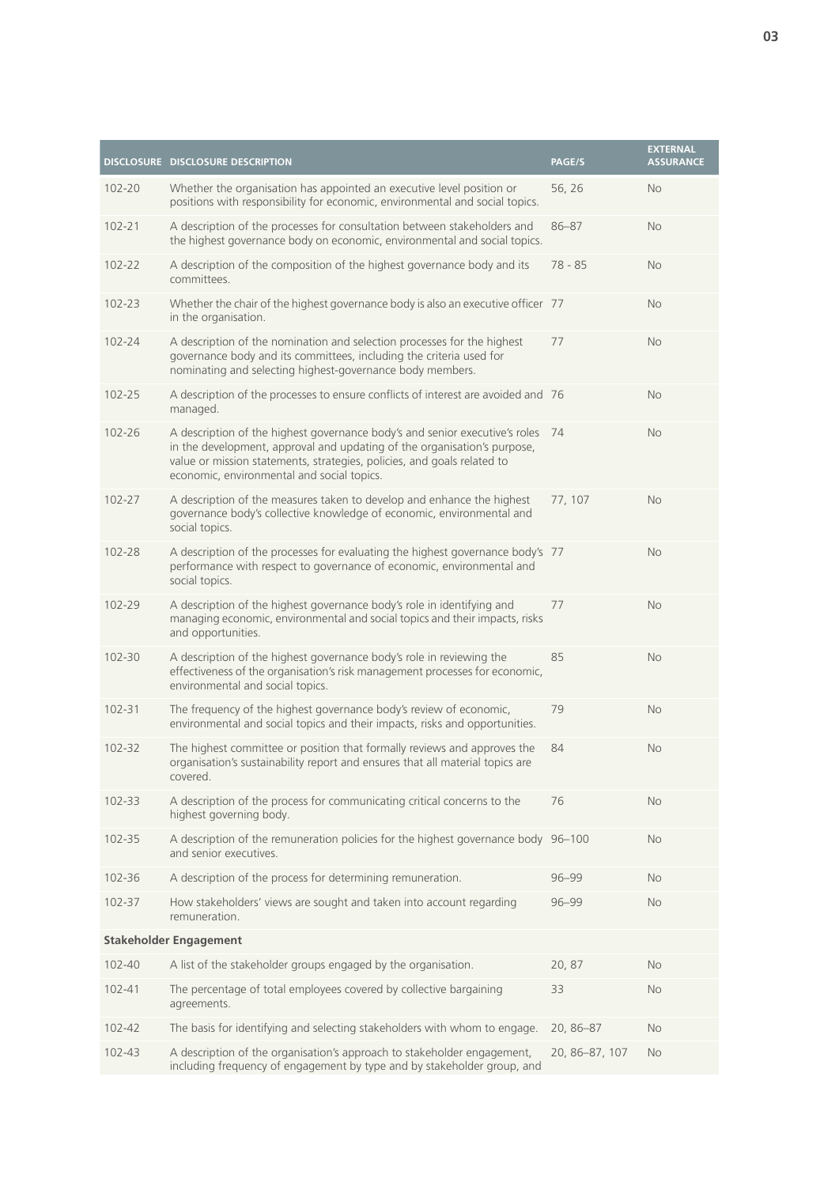| DISCLOSURE | DISCLOSURE DESCRIPTION | PAGE/S | EXTERNAL ASSURANCE |
|---|---|---|---|
| 102-20 | Whether the organisation has appointed an executive level position or positions with responsibility for economic, environmental and social topics. | 56, 26 | No |
| 102-21 | A description of the processes for consultation between stakeholders and the highest governance body on economic, environmental and social topics. | 86–87 | No |
| 102-22 | A description of the composition of the highest governance body and its committees. | 78 - 85 | No |
| 102-23 | Whether the chair of the highest governance body is also an executive officer in the organisation. | 77 | No |
| 102-24 | A description of the nomination and selection processes for the highest governance body and its committees, including the criteria used for nominating and selecting highest-governance body members. | 77 | No |
| 102-25 | A description of the processes to ensure conflicts of interest are avoided and managed. | 76 | No |
| 102-26 | A description of the highest governance body's and senior executive's roles in the development, approval and updating of the organisation's purpose, value or mission statements, strategies, policies, and goals related to economic, environmental and social topics. | 74 | No |
| 102-27 | A description of the measures taken to develop and enhance the highest governance body's collective knowledge of economic, environmental and social topics. | 77, 107 | No |
| 102-28 | A description of the processes for evaluating the highest governance body's performance with respect to governance of economic, environmental and social topics. | 77 | No |
| 102-29 | A description of the highest governance body's role in identifying and managing economic, environmental and social topics and their impacts, risks and opportunities. | 77 | No |
| 102-30 | A description of the highest governance body's role in reviewing the effectiveness of the organisation's risk management processes for economic, environmental and social topics. | 85 | No |
| 102-31 | The frequency of the highest governance body's review of economic, environmental and social topics and their impacts, risks and opportunities. | 79 | No |
| 102-32 | The highest committee or position that formally reviews and approves the organisation's sustainability report and ensures that all material topics are covered. | 84 | No |
| 102-33 | A description of the process for communicating critical concerns to the highest governing body. | 76 | No |
| 102-35 | A description of the remuneration policies for the highest governance body and senior executives. | 96–100 | No |
| 102-36 | A description of the process for determining remuneration. | 96–99 | No |
| 102-37 | How stakeholders' views are sought and taken into account regarding remuneration. | 96–99 | No |
| **Stakeholder Engagement** | | | |
| 102-40 | A list of the stakeholder groups engaged by the organisation. | 20, 87 | No |
| 102-41 | The percentage of total employees covered by collective bargaining agreements. | 33 | No |
| 102-42 | The basis for identifying and selecting stakeholders with whom to engage. | 20, 86–87 | No |
| 102-43 | A description of the organisation's approach to stakeholder engagement, including frequency of engagement by type and by stakeholder group, and | 20, 86–87, 107 | No |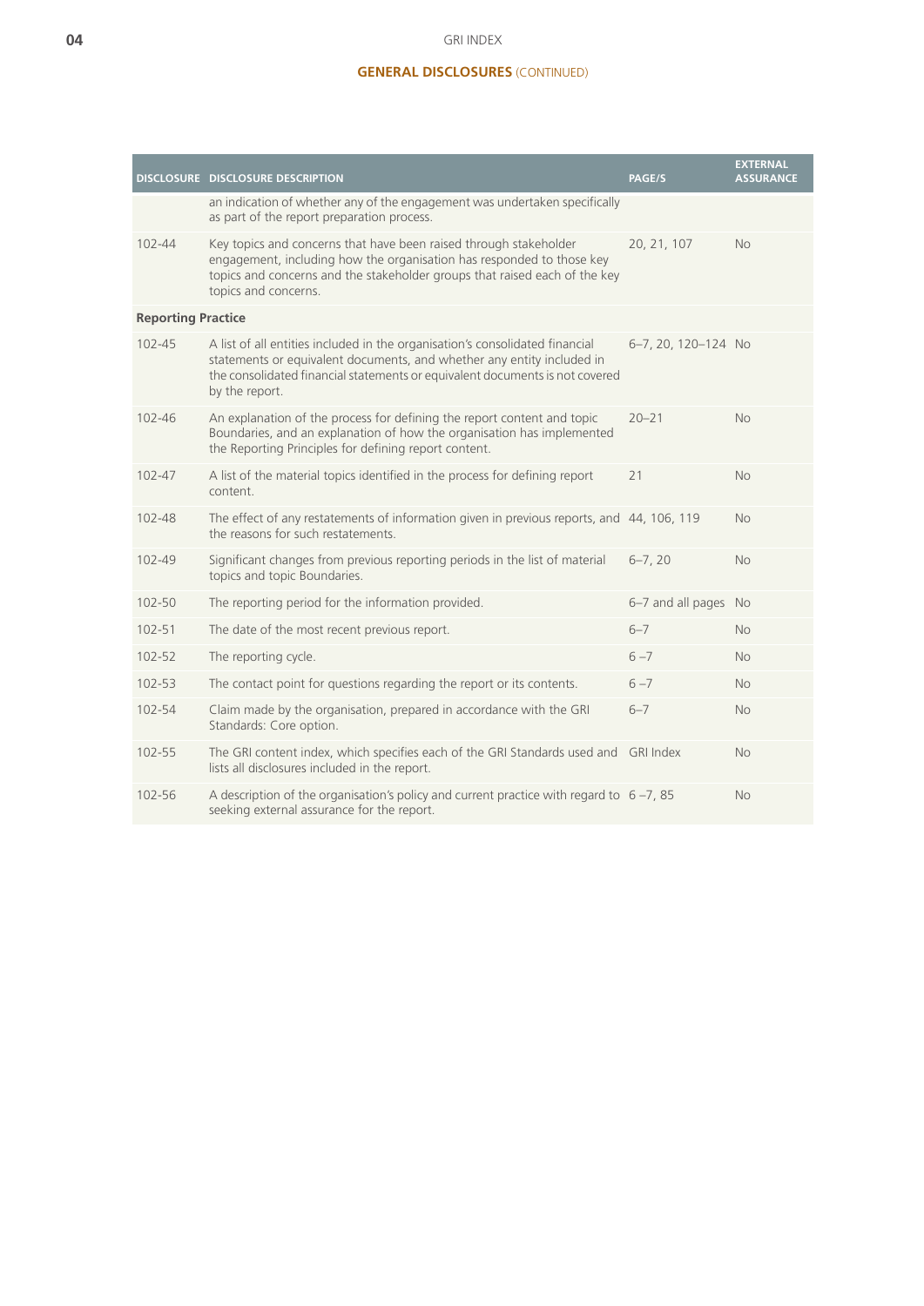GRI INDEX

## GENERAL DISCLOSURES (CONTINUED)

| DISCLOSURE | DISCLOSURE DESCRIPTION | PAGE/S | EXTERNAL ASSURANCE |
|---|---|---|---|
| | an indication of whether any of the engagement was undertaken specifically as part of the report preparation process. | | |
| 102-44 | Key topics and concerns that have been raised through stakeholder engagement, including how the organisation has responded to those key topics and concerns and the stakeholder groups that raised each of the key topics and concerns. | 20, 21, 107 | No |
| **Reporting Practice** | | | |
| 102-45 | A list of all entities included in the organisation's consolidated financial statements or equivalent documents, and whether any entity included in the consolidated financial statements or equivalent documents is not covered by the report. | 6–7, 20, 120–124 | No |
| 102-46 | An explanation of the process for defining the report content and topic Boundaries, and an explanation of how the organisation has implemented the Reporting Principles for defining report content. | 20–21 | No |
| 102-47 | A list of the material topics identified in the process for defining report content. | 21 | No |
| 102-48 | The effect of any restatements of information given in previous reports, and the reasons for such restatements. | 44, 106, 119 | No |
| 102-49 | Significant changes from previous reporting periods in the list of material topics and topic Boundaries. | 6–7, 20 | No |
| 102-50 | The reporting period for the information provided. | 6–7 and all pages | No |
| 102-51 | The date of the most recent previous report. | 6–7 | No |
| 102-52 | The reporting cycle. | 6 –7 | No |
| 102-53 | The contact point for questions regarding the report or its contents. | 6 –7 | No |
| 102-54 | Claim made by the organisation, prepared in accordance with the GRI Standards: Core option. | 6–7 | No |
| 102-55 | The GRI content index, which specifies each of the GRI Standards used and lists all disclosures included in the report. | GRI Index | No |
| 102-56 | A description of the organisation's policy and current practice with regard to seeking external assurance for the report. | 6 –7, 85 | No |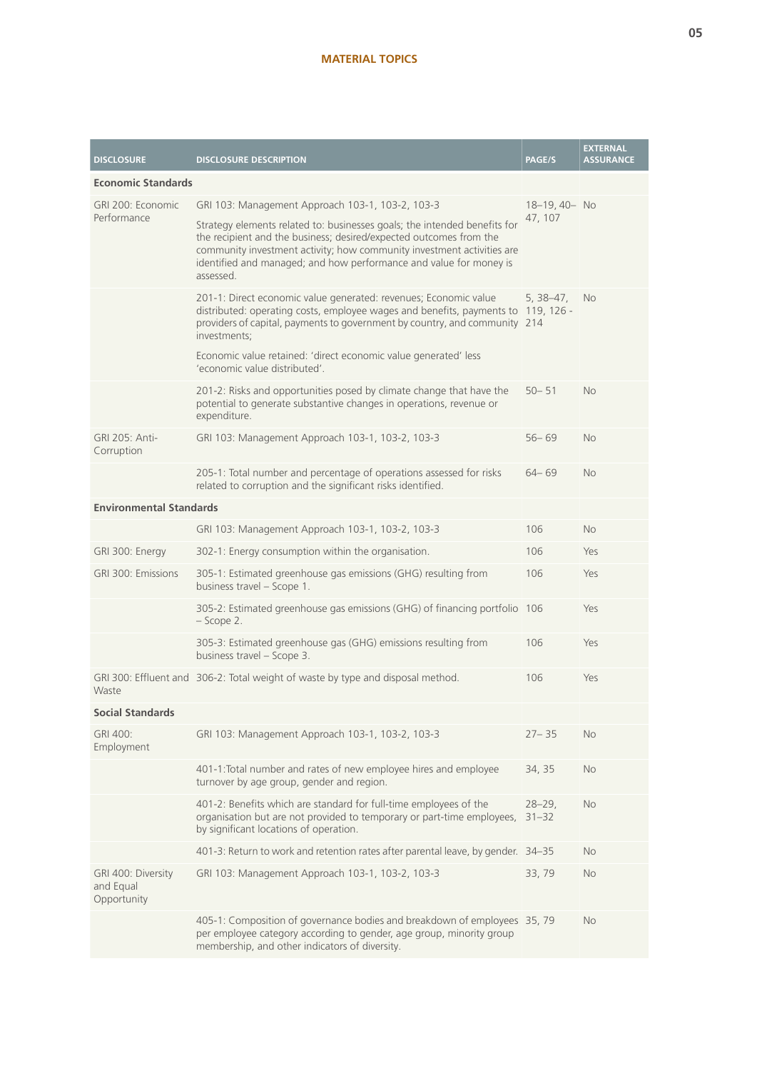## MATERIAL TOPICS

| DISCLOSURE | DISCLOSURE DESCRIPTION | PAGE/S | EXTERNAL ASSURANCE |
|---|---|---|---|
| **Economic Standards** | | | |
| GRI 200: Economic Performance | GRI 103: Management Approach 103-1, 103-2, 103-3<br><br>Strategy elements related to: businesses goals; the intended benefits for the recipient and the business; desired/expected outcomes from the community investment activity; how community investment activities are identified and managed; and how performance and value for money is assessed. | 18–19, 40–47, 107 | No |
| | 201-1: Direct economic value generated: revenues; Economic value distributed: operating costs, employee wages and benefits, payments to providers of capital, payments to government by country, and community investments;<br><br>Economic value retained: 'direct economic value generated' less 'economic value distributed'. | 5, 38–47, 119, 126 - 214 | No |
| | 201-2: Risks and opportunities posed by climate change that have the potential to generate substantive changes in operations, revenue or expenditure. | 50– 51 | No |
| GRI 205: Anti-Corruption | GRI 103: Management Approach 103-1, 103-2, 103-3 | 56– 69 | No |
| | 205-1: Total number and percentage of operations assessed for risks related to corruption and the significant risks identified. | 64– 69 | No |
| **Environmental Standards** | | | |
| | GRI 103: Management Approach 103-1, 103-2, 103-3 | 106 | No |
| GRI 300: Energy | 302-1: Energy consumption within the organisation. | 106 | Yes |
| GRI 300: Emissions | 305-1: Estimated greenhouse gas emissions (GHG) resulting from business travel – Scope 1. | 106 | Yes |
| | 305-2: Estimated greenhouse gas emissions (GHG) of financing portfolio – Scope 2. | 106 | Yes |
| | 305-3: Estimated greenhouse gas (GHG) emissions resulting from business travel – Scope 3. | 106 | Yes |
| GRI 300: Effluent and Waste | 306-2: Total weight of waste by type and disposal method. | 106 | Yes |
| **Social Standards** | | | |
| GRI 400: Employment | GRI 103: Management Approach 103-1, 103-2, 103-3 | 27– 35 | No |
| | 401-1:Total number and rates of new employee hires and employee turnover by age group, gender and region. | 34, 35 | No |
| | 401-2: Benefits which are standard for full-time employees of the organisation but are not provided to temporary or part-time employees, by significant locations of operation. | 28–29, 31–32 | No |
| | 401-3: Return to work and retention rates after parental leave, by gender. | 34–35 | No |
| GRI 400: Diversity and Equal Opportunity | GRI 103: Management Approach 103-1, 103-2, 103-3 | 33, 79 | No |
| | 405-1: Composition of governance bodies and breakdown of employees per employee category according to gender, age group, minority group membership, and other indicators of diversity. | 35, 79 | No |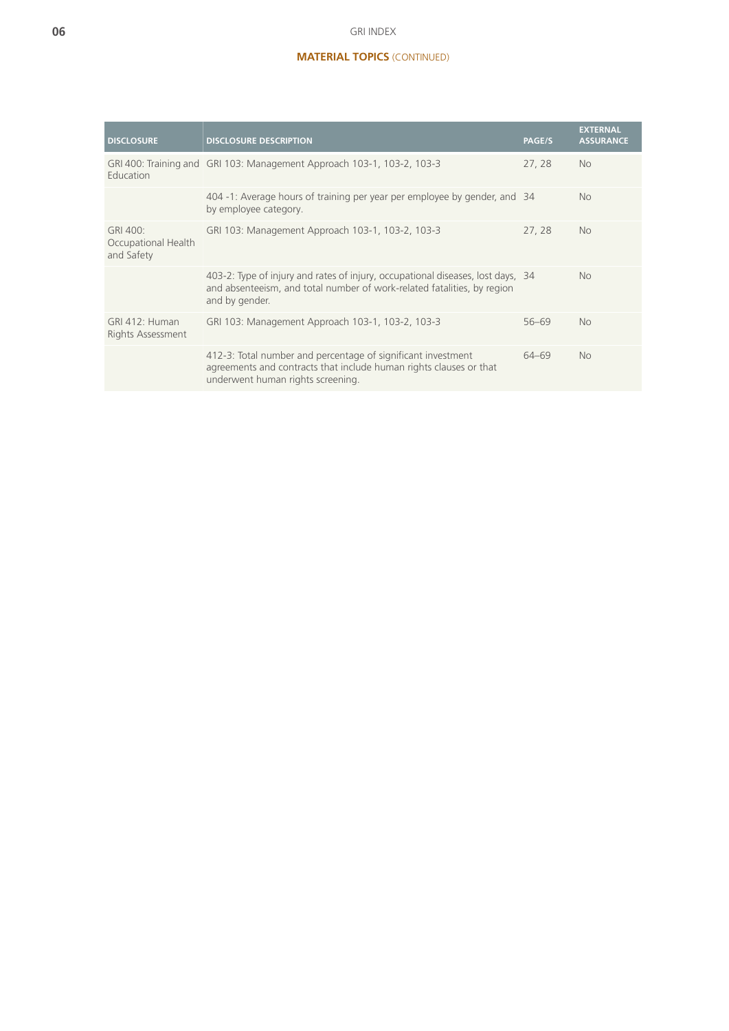**MATERIAL TOPICS** (CONTINUED)

| DISCLOSURE | DISCLOSURE DESCRIPTION | PAGE/S | EXTERNAL ASSURANCE |
|---|---|---|---|
| GRI 400: Training and Education | GRI 103: Management Approach 103-1, 103-2, 103-3 | 27, 28 | No |
| | 404 -1: Average hours of training per year per employee by gender, and by employee category. | 34 | No |
| GRI 400: Occupational Health and Safety | GRI 103: Management Approach 103-1, 103-2, 103-3 | 27, 28 | No |
| | 403-2: Type of injury and rates of injury, occupational diseases, lost days, and absenteeism, and total number of work-related fatalities, by region and by gender. | 34 | No |
| GRI 412: Human Rights Assessment | GRI 103: Management Approach 103-1, 103-2, 103-3 | 56–69 | No |
| | 412-3: Total number and percentage of significant investment agreements and contracts that include human rights clauses or that underwent human rights screening. | 64–69 | No |